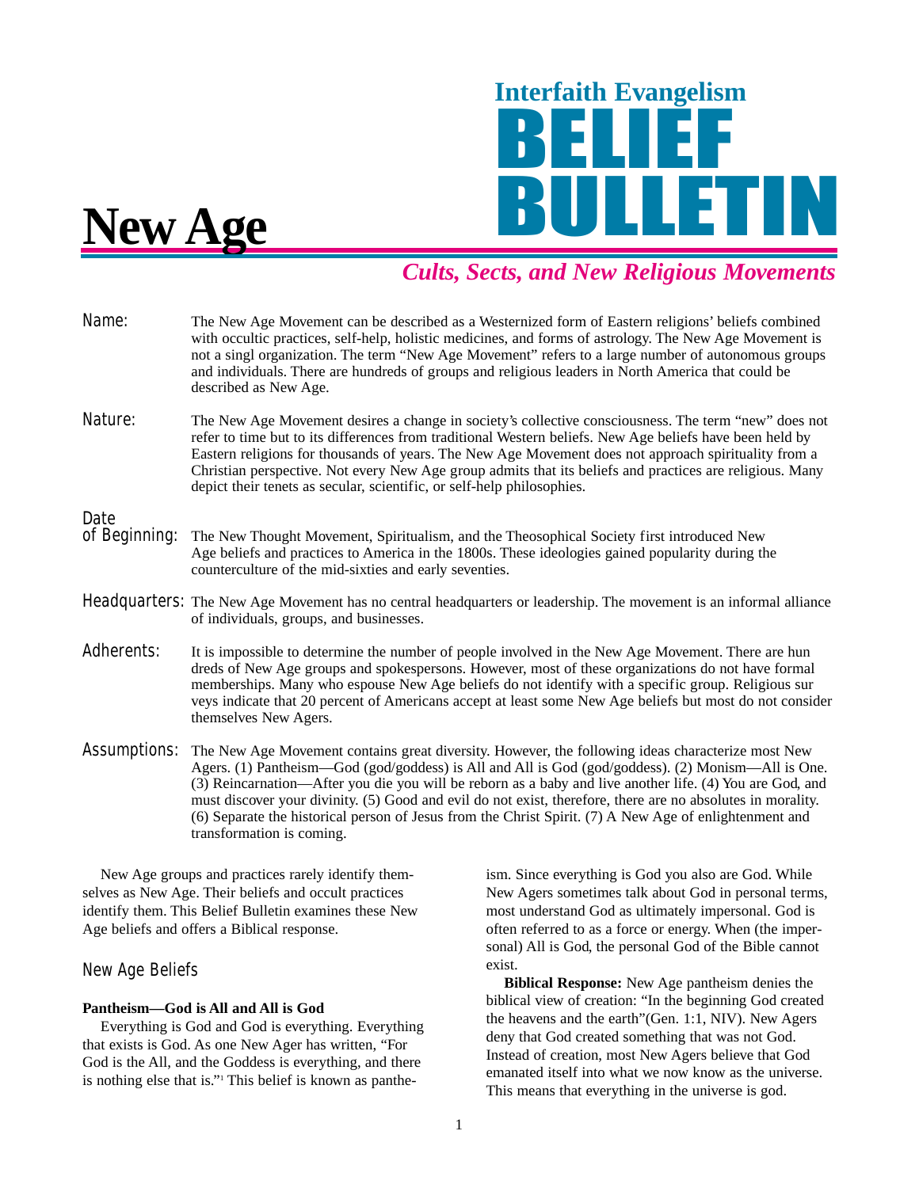# Interfaith Evangelism BELIEF BULLETIN

# New Age

*Cults, Sects, and New Religious Movements*

**Name:** The New Age Movement can be described as a Westernized form of Eastern religions' beliefs combined with occultic practices, self-help, holistic medicines, and forms of astrology. The New Age Movement is not a singl organization. The term "New Age Movement" refers to a large number of autonomous groups and individuals. There are hundreds of groups and religious leaders in North America that could be described as New Age.

**Nature:** The New Age Movement desires a change in society's collective consciousness. The term "new" does not refer to time but to its differences from traditional Western beliefs. New Age beliefs have been held by Eastern religions for thousands of years. The New Age Movement does not approach spirituality from a Christian perspective. Not every New Age group admits that its beliefs and practices are religious. Many depict their tenets as secular, scientific, or self-help philosophies.

**Date of Beginning:** The New Thought Movement, Spiritualism, and the Theosophical Society first introduced New Age beliefs and practices to America in the 1800s. These ideologies gained popularity during the counterculture of the mid-sixties and early seventies.

**Headquarters:** The New Age Movement has no central headquarters or leadership. The movement is an informal alliance of individuals, groups, and businesses.

**Adherents:** It is impossible to determine the number of people involved in the New Age Movement. There are hundreds of New Age groups and spokespersons. However, most of these organizations do not have formal memberships. Many who espouse New Age beliefs do not identify with a specific group. Religious surveys indicate that 20 percent of Americans accept at least some New Age beliefs but most do not consider themselves New Agers.

**Assumptions:** The New Age Movement contains great diversity. However, the following ideas characterize most New Agers. (1) Pantheism—God (god/goddess) is All and All is God (god/goddess). (2) Monism—All is One. (3) Reincarnation—After you die you will be reborn as a baby and live another life. (4) You are God, and must discover your divinity. (5) Good and evil do not exist, therefore, there are no absolutes in morality. (6) Separate the historical person of Jesus from the Christ Spirit. (7) A New Age of enlightenment and transformation is coming.

New Age groups and practices rarely identify themselves as New Age. Their beliefs and occult practices identify them. This Belief Bulletin examines these New Age beliefs and offers a Biblical response.

## New Age Beliefs

**Pantheism—God is All and All is God**

Everything is God and God is everything. Everything that exists is God. As one New Ager has written, "For God is the All, and the Goddess is everything, and there is nothing else that is."[1] This belief is known as pantheism. Since everything is God you also are God. While New Agers sometimes talk about God in personal terms, most understand God as ultimately impersonal. God is often referred to as a force or energy. When (the impersonal) All is God, the personal God of the Bible cannot exist.

**Biblical Response:** New Age pantheism denies the biblical view of creation: "In the beginning God created the heavens and the earth"(Gen. 1:1, NIV). New Agers deny that God created something that was not God. Instead of creation, most New Agers believe that God emanated itself into what we now know as the universe. This means that everything in the universe is god.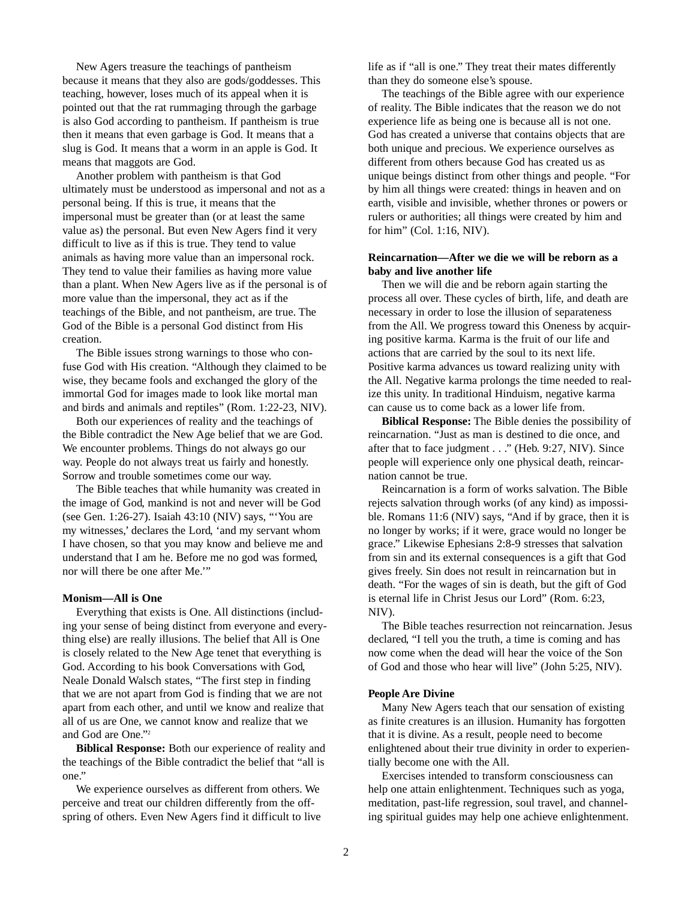New Agers treasure the teachings of pantheism because it means that they also are gods/goddesses. This teaching, however, loses much of its appeal when it is pointed out that the rat rummaging through the garbage is also God according to pantheism. If pantheism is true then it means that even garbage is God. It means that a slug is God. It means that a worm in an apple is God. It means that maggots are God.

Another problem with pantheism is that God ultimately must be understood as impersonal and not as a personal being. If this is true, it means that the impersonal must be greater than (or at least the same value as) the personal. But even New Agers find it very difficult to live as if this is true. They tend to value animals as having more value than an impersonal rock. They tend to value their families as having more value than a plant. When New Agers live as if the personal is of more value than the impersonal, they act as if the teachings of the Bible, and not pantheism, are true. The God of the Bible is a personal God distinct from His creation.

The Bible issues strong warnings to those who confuse God with His creation. "Although they claimed to be wise, they became fools and exchanged the glory of the immortal God for images made to look like mortal man and birds and animals and reptiles" (Rom. 1:22-23, NIV).

Both our experiences of reality and the teachings of the Bible contradict the New Age belief that we are God. We encounter problems. Things do not always go our way. People do not always treat us fairly and honestly. Sorrow and trouble sometimes come our way.

The Bible teaches that while humanity was created in the image of God, mankind is not and never will be God (see Gen. 1:26-27). Isaiah 43:10 (NIV) says, "'You are my witnesses,' declares the Lord, 'and my servant whom I have chosen, so that you may know and believe me and understand that I am he. Before me no god was formed, nor will there be one after Me.'"

**Monism—All is One**

Everything that exists is One. All distinctions (including your sense of being distinct from everyone and everything else) are really illusions. The belief that All is One is closely related to the New Age tenet that everything is God. According to his book Conversations with God, Neale Donald Walsch states, "The first step in finding that we are not apart from God is finding that we are not apart from each other, and until we know and realize that all of us are One, we cannot know and realize that we and God are One."[2]

**Biblical Response:** Both our experience of reality and the teachings of the Bible contradict the belief that "all is one."

We experience ourselves as different from others. We perceive and treat our children differently from the offspring of others. Even New Agers find it difficult to live life as if "all is one." They treat their mates differently than they do someone else's spouse.

The teachings of the Bible agree with our experience of reality. The Bible indicates that the reason we do not experience life as being one is because all is not one. God has created a universe that contains objects that are both unique and precious. We experience ourselves as different from others because God has created us as unique beings distinct from other things and people. "For by him all things were created: things in heaven and on earth, visible and invisible, whether thrones or powers or rulers or authorities; all things were created by him and for him" (Col. 1:16, NIV).

**Reincarnation—After we die we will be reborn as a baby and live another life**

Then we will die and be reborn again starting the process all over. These cycles of birth, life, and death are necessary in order to lose the illusion of separateness from the All. We progress toward this Oneness by acquiring positive karma. Karma is the fruit of our life and actions that are carried by the soul to its next life. Positive karma advances us toward realizing unity with the All. Negative karma prolongs the time needed to realize this unity. In traditional Hinduism, negative karma can cause us to come back as a lower life from.

**Biblical Response:** The Bible denies the possibility of reincarnation. "Just as man is destined to die once, and after that to face judgment . . ." (Heb. 9:27, NIV). Since people will experience only one physical death, reincarnation cannot be true.

Reincarnation is a form of works salvation. The Bible rejects salvation through works (of any kind) as impossible. Romans 11:6 (NIV) says, "And if by grace, then it is no longer by works; if it were, grace would no longer be grace." Likewise Ephesians 2:8-9 stresses that salvation from sin and its external consequences is a gift that God gives freely. Sin does not result in reincarnation but in death. "For the wages of sin is death, but the gift of God is eternal life in Christ Jesus our Lord" (Rom. 6:23, NIV).

The Bible teaches resurrection not reincarnation. Jesus declared, "I tell you the truth, a time is coming and has now come when the dead will hear the voice of the Son of God and those who hear will live" (John 5:25, NIV).

**People Are Divine**

Many New Agers teach that our sensation of existing as finite creatures is an illusion. Humanity has forgotten that it is divine. As a result, people need to become enlightened about their true divinity in order to experientially become one with the All.

Exercises intended to transform consciousness can help one attain enlightenment. Techniques such as yoga, meditation, past-life regression, soul travel, and channeling spiritual guides may help one achieve enlightenment.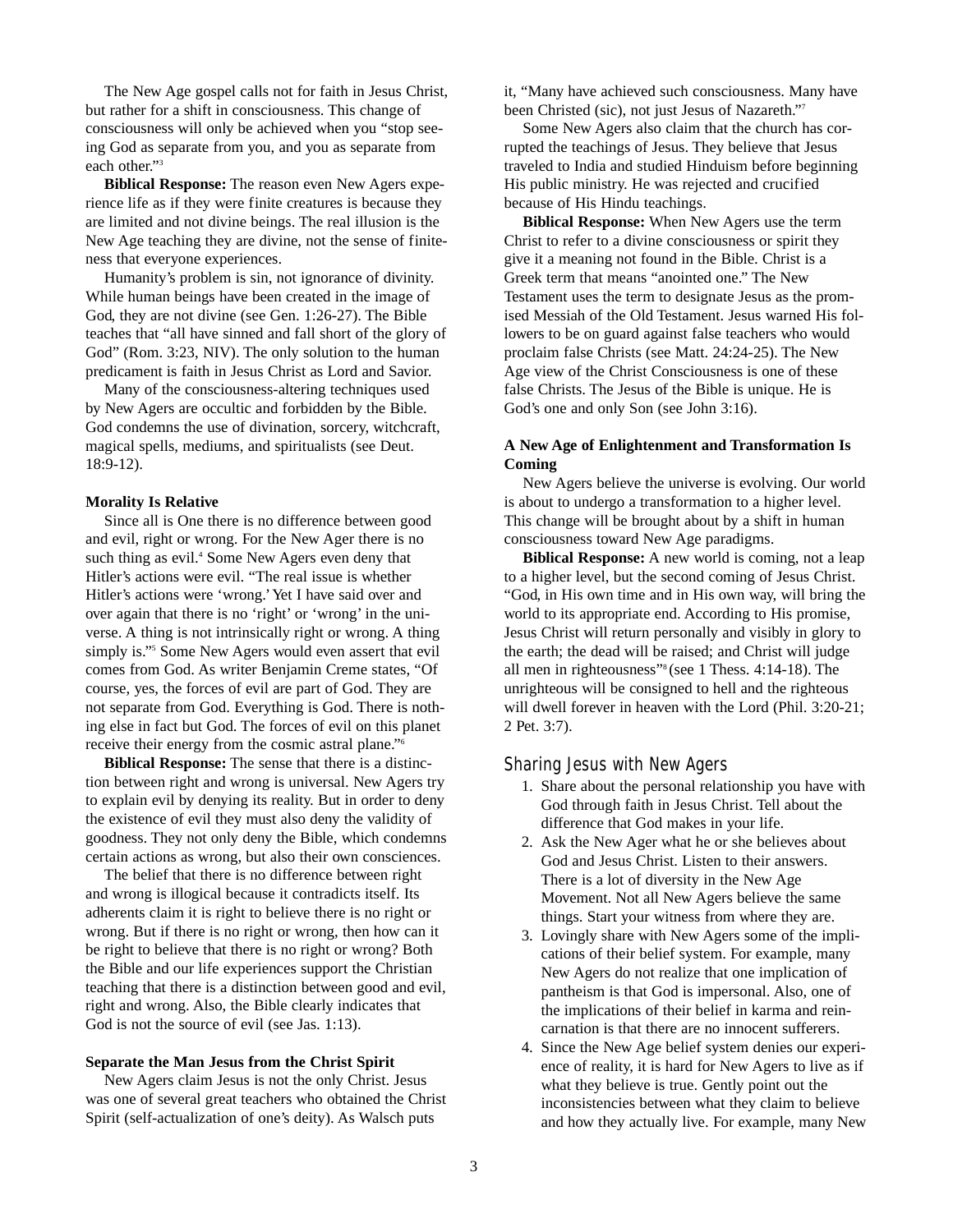The New Age gospel calls not for faith in Jesus Christ, but rather for a shift in consciousness. This change of consciousness will only be achieved when you "stop seeing God as separate from you, and you as separate from each other."[3]

**Biblical Response:** The reason even New Agers experience life as if they were finite creatures is because they are limited and not divine beings. The real illusion is the New Age teaching they are divine, not the sense of finiteness that everyone experiences.

Humanity's problem is sin, not ignorance of divinity. While human beings have been created in the image of God, they are not divine (see Gen. 1:26-27). The Bible teaches that "all have sinned and fall short of the glory of God" (Rom. 3:23, NIV). The only solution to the human predicament is faith in Jesus Christ as Lord and Savior.

Many of the consciousness-altering techniques used by New Agers are occultic and forbidden by the Bible. God condemns the use of divination, sorcery, witchcraft, magical spells, mediums, and spiritualists (see Deut. 18:9-12).

**Morality Is Relative**

Since all is One there is no difference between good and evil, right or wrong. For the New Ager there is no such thing as evil.[4] Some New Agers even deny that Hitler's actions were evil. "The real issue is whether Hitler's actions were 'wrong.' Yet I have said over and over again that there is no 'right' or 'wrong' in the universe. A thing is not intrinsically right or wrong. A thing simply is."[5] Some New Agers would even assert that evil comes from God. As writer Benjamin Creme states, "Of course, yes, the forces of evil are part of God. They are not separate from God. Everything is God. There is nothing else in fact but God. The forces of evil on this planet receive their energy from the cosmic astral plane."[6]

**Biblical Response:** The sense that there is a distinction between right and wrong is universal. New Agers try to explain evil by denying its reality. But in order to deny the existence of evil they must also deny the validity of goodness. They not only deny the Bible, which condemns certain actions as wrong, but also their own consciences.

The belief that there is no difference between right and wrong is illogical because it contradicts itself. Its adherents claim it is right to believe there is no right or wrong. But if there is no right or wrong, then how can it be right to believe that there is no right or wrong? Both the Bible and our life experiences support the Christian teaching that there is a distinction between good and evil, right and wrong. Also, the Bible clearly indicates that God is not the source of evil (see Jas. 1:13).

**Separate the Man Jesus from the Christ Spirit**

New Agers claim Jesus is not the only Christ. Jesus was one of several great teachers who obtained the Christ Spirit (self-actualization of one's deity). As Walsch puts it, "Many have achieved such consciousness. Many have been Christed (sic), not just Jesus of Nazareth."[7]

Some New Agers also claim that the church has corrupted the teachings of Jesus. They believe that Jesus traveled to India and studied Hinduism before beginning His public ministry. He was rejected and crucified because of His Hindu teachings.

**Biblical Response:** When New Agers use the term Christ to refer to a divine consciousness or spirit they give it a meaning not found in the Bible. Christ is a Greek term that means "anointed one." The New Testament uses the term to designate Jesus as the promised Messiah of the Old Testament. Jesus warned His followers to be on guard against false teachers who would proclaim false Christs (see Matt. 24:24-25). The New Age view of the Christ Consciousness is one of these false Christs. The Jesus of the Bible is unique. He is God's one and only Son (see John 3:16).

**A New Age of Enlightenment and Transformation Is Coming**

New Agers believe the universe is evolving. Our world is about to undergo a transformation to a higher level. This change will be brought about by a shift in human consciousness toward New Age paradigms.

**Biblical Response:** A new world is coming, not a leap to a higher level, but the second coming of Jesus Christ. "God, in His own time and in His own way, will bring the world to its appropriate end. According to His promise, Jesus Christ will return personally and visibly in glory to the earth; the dead will be raised; and Christ will judge all men in righteousness"[8] (see 1 Thess. 4:14-18). The unrighteous will be consigned to hell and the righteous will dwell forever in heaven with the Lord (Phil. 3:20-21; 2 Pet. 3:7).

## Sharing Jesus with New Agers

1. Share about the personal relationship you have with God through faith in Jesus Christ. Tell about the difference that God makes in your life.
2. Ask the New Ager what he or she believes about God and Jesus Christ. Listen to their answers. There is a lot of diversity in the New Age Movement. Not all New Agers believe the same things. Start your witness from where they are.
3. Lovingly share with New Agers some of the implications of their belief system. For example, many New Agers do not realize that one implication of pantheism is that God is impersonal. Also, one of the implications of their belief in karma and reincarnation is that there are no innocent sufferers.
4. Since the New Age belief system denies our experience of reality, it is hard for New Agers to live as if what they believe is true. Gently point out the inconsistencies between what they claim to believe and how they actually live. For example, many New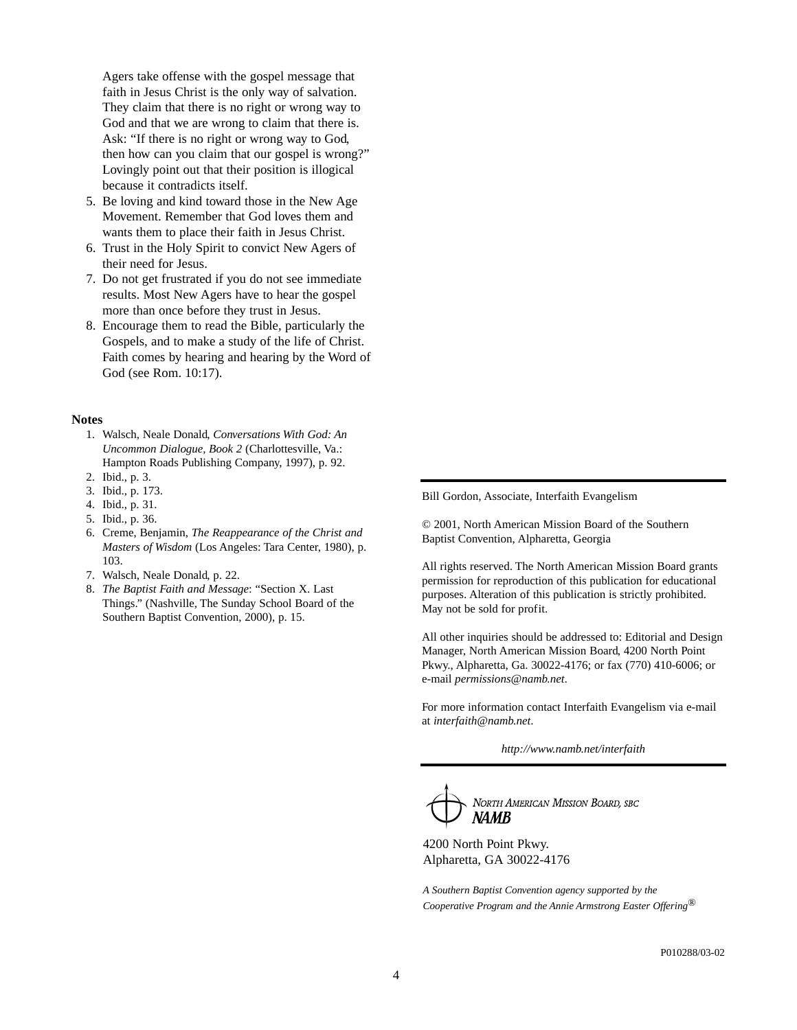Agers take offense with the gospel message that faith in Jesus Christ is the only way of salvation. They claim that there is no right or wrong way to God and that we are wrong to claim that there is. Ask: “If there is no right or wrong way to God, then how can you claim that our gospel is wrong?” Lovingly point out that their position is illogical because it contradicts itself.

5. Be loving and kind toward those in the New Age Movement. Remember that God loves them and wants them to place their faith in Jesus Christ.
6. Trust in the Holy Spirit to convict New Agers of their need for Jesus.
7. Do not get frustrated if you do not see immediate results. Most New Agers have to hear the gospel more than once before they trust in Jesus.
8. Encourage them to read the Bible, particularly the Gospels, and to make a study of the life of Christ. Faith comes by hearing and hearing by the Word of God (see Rom. 10:17).

**Notes**

1. Walsch, Neale Donald, *Conversations With God: An Uncommon Dialogue, Book 2* (Charlottesville, Va.: Hampton Roads Publishing Company, 1997), p. 92.
2. Ibid., p. 3.
3. Ibid., p. 173.
4. Ibid., p. 31.
5. Ibid., p. 36.
6. Creme, Benjamin, *The Reappearance of the Christ and Masters of Wisdom* (Los Angeles: Tara Center, 1980), p. 103.
7. Walsch, Neale Donald, p. 22.
8. *The Baptist Faith and Message*: “Section X. Last Things.” (Nashville, The Sunday School Board of the Southern Baptist Convention, 2000), p. 15.

---

Bill Gordon, Associate, Interfaith Evangelism

© 2001, North American Mission Board of the Southern Baptist Convention, Alpharetta, Georgia

All rights reserved. The North American Mission Board grants permission for reproduction of this publication for educational purposes. Alteration of this publication is strictly prohibited. May not be sold for profit.

All other inquiries should be addressed to: Editorial and Design Manager, North American Mission Board, 4200 North Point Pkwy., Alpharetta, Ga. 30022-4176; or fax (770) 410-6006; or e-mail *permissions@namb.net*.

For more information contact Interfaith Evangelism via e-mail at *interfaith@namb.net*.

*http://www.namb.net/interfaith*

---

North American Mission Board, SBC
**NAMB**

4200 North Point Pkwy.
Alpharetta, GA 30022-4176

*A Southern Baptist Convention agency supported by the Cooperative Program and the Annie Armstrong Easter Offering®*

P010288/03-02